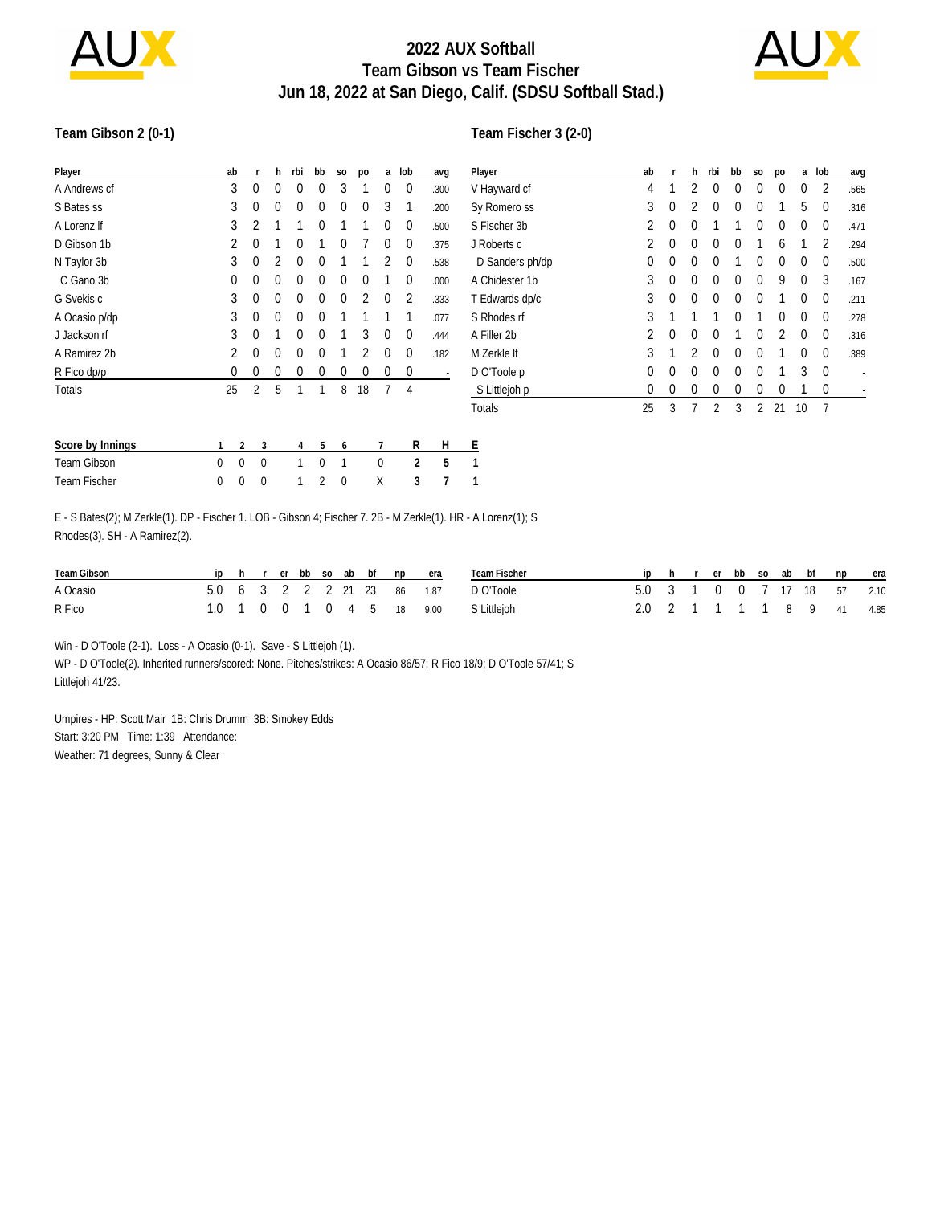# 2022 AUX Softball
## Team Gibson vs Team Fischer
## Jun 18, 2022 at San Diego, Calif. (SDSU Softball Stad.)

### Team Gibson 2 (0-1)

| Player | ab | r | h | rbi | bb | so | po | a | lob | avg |
|---|---|---|---|---|---|---|---|---|---|---|
| A Andrews cf | 3 | 0 | 0 | 0 | 0 | 3 | 1 | 0 | 0 | .300 |
| S Bates ss | 3 | 0 | 0 | 0 | 0 | 0 | 0 | 3 | 1 | .200 |
| A Lorenz lf | 3 | 2 | 1 | 1 | 0 | 1 | 1 | 0 | 0 | .500 |
| D Gibson 1b | 2 | 0 | 1 | 0 | 1 | 0 | 7 | 0 | 0 | .375 |
| N Taylor 3b | 3 | 0 | 2 | 0 | 0 | 1 | 1 | 2 | 0 | .538 |
| C Gano 3b | 0 | 0 | 0 | 0 | 0 | 0 | 0 | 1 | 0 | .000 |
| G Svekis c | 3 | 0 | 0 | 0 | 0 | 0 | 2 | 0 | 2 | .333 |
| A Ocasio p/dp | 3 | 0 | 0 | 0 | 0 | 1 | 1 | 1 | 1 | .077 |
| J Jackson rf | 3 | 0 | 1 | 0 | 0 | 1 | 3 | 0 | 0 | .444 |
| A Ramirez 2b | 2 | 0 | 0 | 0 | 0 | 1 | 2 | 0 | 0 | .182 |
| R Fico dp/p | 0 | 0 | 0 | 0 | 0 | 0 | 0 | 0 | 0 | - |
| Totals | 25 | 2 | 5 | 1 | 1 | 8 | 18 | 7 | 4 | |

### Team Fischer 3 (2-0)

| Player | ab | r | h | rbi | bb | so | po | a | lob | avg |
|---|---|---|---|---|---|---|---|---|---|---|
| V Hayward cf | 4 | 1 | 2 | 0 | 0 | 0 | 0 | 0 | 2 | .565 |
| Sy Romero ss | 3 | 0 | 2 | 0 | 0 | 0 | 1 | 5 | 0 | .316 |
| S Fischer 3b | 2 | 0 | 0 | 1 | 1 | 0 | 0 | 0 | 0 | .471 |
| J Roberts c | 2 | 0 | 0 | 0 | 0 | 1 | 6 | 1 | 2 | .294 |
| D Sanders ph/dp | 0 | 0 | 0 | 0 | 1 | 0 | 0 | 0 | 0 | .500 |
| A Chidester 1b | 3 | 0 | 0 | 0 | 0 | 0 | 9 | 0 | 3 | .167 |
| T Edwards dp/c | 3 | 0 | 0 | 0 | 0 | 0 | 1 | 0 | 0 | .211 |
| S Rhodes rf | 3 | 1 | 1 | 1 | 0 | 1 | 0 | 0 | 0 | .278 |
| A Filler 2b | 2 | 0 | 0 | 0 | 1 | 0 | 2 | 0 | 0 | .316 |
| M Zerkle lf | 3 | 1 | 2 | 0 | 0 | 0 | 1 | 0 | 0 | .389 |
| D O'Toole p | 0 | 0 | 0 | 0 | 0 | 0 | 1 | 3 | 0 | - |
| S Littlejoh p | 0 | 0 | 0 | 0 | 0 | 0 | 0 | 1 | 0 | - |
| Totals | 25 | 3 | 7 | 2 | 3 | 2 | 21 | 10 | 7 | |

| Score by Innings | 1 | 2 | 3 | 4 | 5 | 6 | 7 | R | H | E |
|---|---|---|---|---|---|---|---|---|---|---|
| Team Gibson | 0 | 0 | 0 | 1 | 0 | 1 | 0 | 2 | 5 | 1 |
| Team Fischer | 0 | 0 | 0 | 1 | 2 | 0 | X | 3 | 7 | 1 |

E - S Bates(2); M Zerkle(1). DP - Fischer 1. LOB - Gibson 4; Fischer 7. 2B - M Zerkle(1). HR - A Lorenz(1); S Rhodes(3). SH - A Ramirez(2).

| Team Gibson | ip | h | r | er | bb | so | ab | bf | np | era |
|---|---|---|---|---|---|---|---|---|---|---|
| A Ocasio | 5.0 | 6 | 3 | 2 | 2 | 2 | 21 | 23 | 86 | 1.87 |
| R Fico | 1.0 | 1 | 0 | 0 | 1 | 0 | 4 | 5 | 18 | 9.00 |

| Team Fischer | ip | h | r | er | bb | so | ab | bf | np | era |
|---|---|---|---|---|---|---|---|---|---|---|
| D O'Toole | 5.0 | 3 | 1 | 0 | 0 | 7 | 17 | 18 | 57 | 2.10 |
| S Littlejoh | 2.0 | 2 | 1 | 1 | 1 | 1 | 8 | 9 | 41 | 4.85 |

Win - D O'Toole (2-1). Loss - A Ocasio (0-1). Save - S Littlejoh (1).
WP - D O'Toole(2). Inherited runners/scored: None. Pitches/strikes: A Ocasio 86/57; R Fico 18/9; D O'Toole 57/41; S Littlejoh 41/23.

Umpires - HP: Scott Mair 1B: Chris Drumm 3B: Smokey Edds
Start: 3:20 PM Time: 1:39 Attendance:
Weather: 71 degrees, Sunny & Clear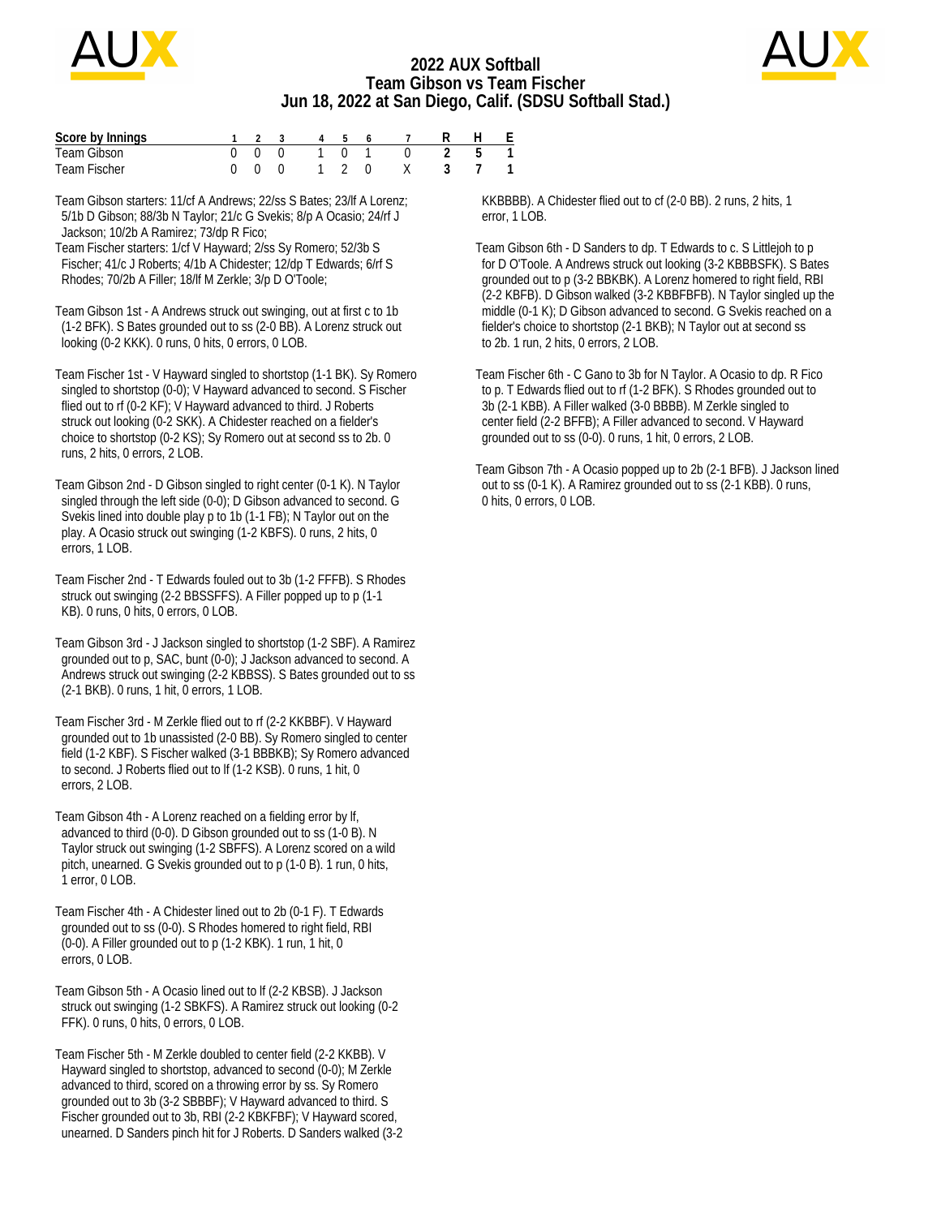# 2022 AUX Softball
## Team Gibson vs Team Fischer
## Jun 18, 2022 at San Diego, Calif. (SDSU Softball Stad.)

| Score by Innings | 1 | 2 | 3 | 4 | 5 | 6 | 7 | R | H | E |
|---|---|---|---|---|---|---|---|---|---|---|
| Team Gibson | 0 | 0 | 0 | 1 | 0 | 1 | 0 | 2 | 5 | 1 |
| Team Fischer | 0 | 0 | 0 | 1 | 2 | 0 | X | 3 | 7 | 1 |

Team Gibson starters: 11/cf A Andrews; 22/ss S Bates; 23/lf A Lorenz; 5/1b D Gibson; 88/3b N Taylor; 21/c G Svekis; 8/p A Ocasio; 24/rf J Jackson; 10/2b A Ramirez; 73/dp R Fico;

Team Fischer starters: 1/cf V Hayward; 2/ss Sy Romero; 52/3b S Fischer; 41/c J Roberts; 4/1b A Chidester; 12/dp T Edwards; 6/rf S Rhodes; 70/2b A Filler; 18/lf M Zerkle; 3/p D O'Toole;

Team Gibson 1st - A Andrews struck out swinging, out at first c to 1b (1-2 BFK). S Bates grounded out to ss (2-0 BB). A Lorenz struck out looking (0-2 KKK). 0 runs, 0 hits, 0 errors, 0 LOB.

Team Fischer 1st - V Hayward singled to shortstop (1-1 BK). Sy Romero singled to shortstop (0-0); V Hayward advanced to second. S Fischer flied out to rf (0-2 KF); V Hayward advanced to third. J Roberts struck out looking (0-2 SKK). A Chidester reached on a fielder's choice to shortstop (0-2 KS); Sy Romero out at second ss to 2b. 0 runs, 2 hits, 0 errors, 2 LOB.

Team Gibson 2nd - D Gibson singled to right center (0-1 K). N Taylor singled through the left side (0-0); D Gibson advanced to second. G Svekis lined into double play p to 1b (1-1 FB); N Taylor out on the play. A Ocasio struck out swinging (1-2 KBFS). 0 runs, 2 hits, 0 errors, 1 LOB.

Team Fischer 2nd - T Edwards fouled out to 3b (1-2 FFFB). S Rhodes struck out swinging (2-2 BBSSFFS). A Filler popped up to p (1-1 KB). 0 runs, 0 hits, 0 errors, 0 LOB.

Team Gibson 3rd - J Jackson singled to shortstop (1-2 SBF). A Ramirez grounded out to p, SAC, bunt (0-0); J Jackson advanced to second. A Andrews struck out swinging (2-2 KBBSS). S Bates grounded out to ss (2-1 BKB). 0 runs, 1 hit, 0 errors, 1 LOB.

Team Fischer 3rd - M Zerkle flied out to rf (2-2 KKBBF). V Hayward grounded out to 1b unassisted (2-0 BB). Sy Romero singled to center field (1-2 KBF). S Fischer walked (3-1 BBBKB); Sy Romero advanced to second. J Roberts flied out to lf (1-2 KSB). 0 runs, 1 hit, 0 errors, 2 LOB.

Team Gibson 4th - A Lorenz reached on a fielding error by lf, advanced to third (0-0). D Gibson grounded out to ss (1-0 B). N Taylor struck out swinging (1-2 SBFFS). A Lorenz scored on a wild pitch, unearned. G Svekis grounded out to p (1-0 B). 1 run, 0 hits, 1 error, 0 LOB.

Team Fischer 4th - A Chidester lined out to 2b (0-1 F). T Edwards grounded out to ss (0-0). S Rhodes homered to right field, RBI (0-0). A Filler grounded out to p (1-2 KBK). 1 run, 1 hit, 0 errors, 0 LOB.

Team Gibson 5th - A Ocasio lined out to lf (2-2 KBSB). J Jackson struck out swinging (1-2 SBKFS). A Ramirez struck out looking (0-2 FFK). 0 runs, 0 hits, 0 errors, 0 LOB.

Team Fischer 5th - M Zerkle doubled to center field (2-2 KKBB). V Hayward singled to shortstop, advanced to second (0-0); M Zerkle advanced to third, scored on a throwing error by ss. Sy Romero grounded out to 3b (3-2 SBBBF); V Hayward advanced to third. S Fischer grounded out to 3b, RBI (2-2 KBKFBF); V Hayward scored, unearned. D Sanders pinch hit for J Roberts. D Sanders walked (3-2 KKBBBB). A Chidester flied out to cf (2-0 BB). 2 runs, 2 hits, 1 error, 1 LOB.

Team Gibson 6th - D Sanders to dp. T Edwards to c. S Littlejoh to p for D O'Toole. A Andrews struck out looking (3-2 KBBBSFK). S Bates grounded out to p (3-2 BBKBK). A Lorenz homered to right field, RBI (2-2 KBFB). D Gibson walked (3-2 KBBFBFB). N Taylor singled up the middle (0-1 K); D Gibson advanced to second. G Svekis reached on a fielder's choice to shortstop (2-1 BKB); N Taylor out at second ss to 2b. 1 run, 2 hits, 0 errors, 2 LOB.

Team Fischer 6th - C Gano to 3b for N Taylor. A Ocasio to dp. R Fico to p. T Edwards flied out to rf (1-2 BFK). S Rhodes grounded out to 3b (2-1 KBB). A Filler walked (3-0 BBBB). M Zerkle singled to center field (2-2 BFFB); A Filler advanced to second. V Hayward grounded out to ss (0-0). 0 runs, 1 hit, 0 errors, 2 LOB.

Team Gibson 7th - A Ocasio popped up to 2b (2-1 BFB). J Jackson lined out to ss (0-1 K). A Ramirez grounded out to ss (2-1 KBB). 0 runs, 0 hits, 0 errors, 0 LOB.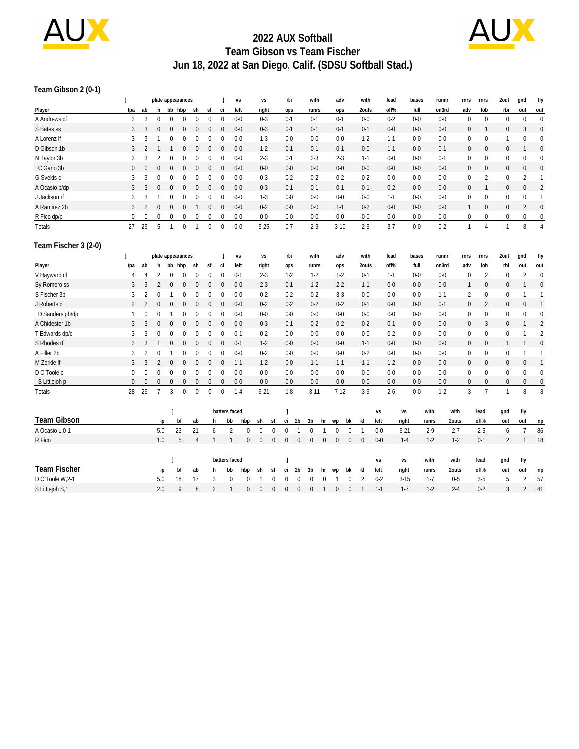# 2022 AUX Softball
## Team Gibson vs Team Fischer
## Jun 18, 2022 at San Diego, Calif. (SDSU Softball Stad.)

### Team Gibson 2 (0-1)

| | [ | | | plate appearances | | | | ] | vs | vs | rbi | with | adv | with | lead | bases | runnr | rnrs | rnrs | 2out | gnd | fly |
|---|---|---|---|---|---|---|---|---|---|---|---|---|---|---|---|---|---|---|---|---|---|---|
| Player | tpa | ab | h | bb | hbp | sh | sf | ci | left | right | ops | runrs | ops | 2outs | off% | full | on3rd | adv | lob | rbi | out | out |
| A Andrews cf | 3 | 3 | 0 | 0 | 0 | 0 | 0 | 0 | 0-0 | 0-3 | 0-1 | 0-1 | 0-1 | 0-0 | 0-2 | 0-0 | 0-0 | 0 | 0 | 0 | 0 | 0 |
| S Bates ss | 3 | 3 | 0 | 0 | 0 | 0 | 0 | 0 | 0-0 | 0-3 | 0-1 | 0-1 | 0-1 | 0-1 | 0-0 | 0-0 | 0-0 | 0 | 1 | 0 | 3 | 0 |
| A Lorenz lf | 3 | 3 | 1 | 0 | 0 | 0 | 0 | 0 | 0-0 | 1-3 | 0-0 | 0-0 | 0-0 | 1-2 | 1-1 | 0-0 | 0-0 | 0 | 0 | 1 | 0 | 0 |
| D Gibson 1b | 3 | 2 | 1 | 1 | 0 | 0 | 0 | 0 | 0-0 | 1-2 | 0-1 | 0-1 | 0-1 | 0-0 | 1-1 | 0-0 | 0-1 | 0 | 0 | 0 | 1 | 0 |
| N Taylor 3b | 3 | 3 | 2 | 0 | 0 | 0 | 0 | 0 | 0-0 | 2-3 | 0-1 | 2-3 | 2-3 | 1-1 | 0-0 | 0-0 | 0-1 | 0 | 0 | 0 | 0 | 0 |
| C Gano 3b | 0 | 0 | 0 | 0 | 0 | 0 | 0 | 0 | 0-0 | 0-0 | 0-0 | 0-0 | 0-0 | 0-0 | 0-0 | 0-0 | 0-0 | 0 | 0 | 0 | 0 | 0 |
| G Svekis c | 3 | 3 | 0 | 0 | 0 | 0 | 0 | 0 | 0-0 | 0-3 | 0-2 | 0-2 | 0-2 | 0-2 | 0-0 | 0-0 | 0-0 | 0 | 2 | 0 | 2 | 1 |
| A Ocasio p/dp | 3 | 3 | 0 | 0 | 0 | 0 | 0 | 0 | 0-0 | 0-3 | 0-1 | 0-1 | 0-1 | 0-1 | 0-2 | 0-0 | 0-0 | 0 | 1 | 0 | 0 | 2 |
| J Jackson rf | 3 | 3 | 1 | 0 | 0 | 0 | 0 | 0 | 0-0 | 1-3 | 0-0 | 0-0 | 0-0 | 0-0 | 1-1 | 0-0 | 0-0 | 0 | 0 | 0 | 0 | 1 |
| A Ramirez 2b | 3 | 2 | 0 | 0 | 0 | 1 | 0 | 0 | 0-0 | 0-2 | 0-0 | 0-0 | 1-1 | 0-2 | 0-0 | 0-0 | 0-0 | 1 | 0 | 0 | 2 | 0 |
| R Fico dp/p | 0 | 0 | 0 | 0 | 0 | 0 | 0 | 0 | 0-0 | 0-0 | 0-0 | 0-0 | 0-0 | 0-0 | 0-0 | 0-0 | 0-0 | 0 | 0 | 0 | 0 | 0 |
| Totals | 27 | 25 | 5 | 1 | 0 | 1 | 0 | 0 | 0-0 | 5-25 | 0-7 | 2-9 | 3-10 | 2-9 | 3-7 | 0-0 | 0-2 | 1 | 4 | 1 | 8 | 4 |

### Team Fischer 3 (2-0)

| | [ | | | plate appearances | | | | ] | vs | vs | rbi | with | adv | with | lead | bases | runnr | rnrs | rnrs | 2out | gnd | fly |
|---|---|---|---|---|---|---|---|---|---|---|---|---|---|---|---|---|---|---|---|---|---|---|
| Player | tpa | ab | h | bb | hbp | sh | sf | ci | left | right | ops | runrs | ops | 2outs | off% | full | on3rd | adv | lob | rbi | out | out |
| V Hayward cf | 4 | 4 | 2 | 0 | 0 | 0 | 0 | 0 | 0-1 | 2-3 | 1-2 | 1-2 | 1-2 | 0-1 | 1-1 | 0-0 | 0-0 | 0 | 2 | 0 | 2 | 0 |
| Sy Romero ss | 3 | 3 | 2 | 0 | 0 | 0 | 0 | 0 | 0-0 | 2-3 | 0-1 | 1-2 | 2-2 | 1-1 | 0-0 | 0-0 | 0-0 | 1 | 0 | 0 | 1 | 0 |
| S Fischer 3b | 3 | 2 | 0 | 1 | 0 | 0 | 0 | 0 | 0-0 | 0-2 | 0-2 | 0-2 | 3-3 | 0-0 | 0-0 | 0-0 | 1-1 | 2 | 0 | 0 | 1 | 1 |
| J Roberts c | 2 | 2 | 0 | 0 | 0 | 0 | 0 | 0 | 0-0 | 0-2 | 0-2 | 0-2 | 0-2 | 0-1 | 0-0 | 0-0 | 0-1 | 0 | 2 | 0 | 0 | 1 |
| D Sanders ph/dp | 1 | 0 | 0 | 1 | 0 | 0 | 0 | 0 | 0-0 | 0-0 | 0-0 | 0-0 | 0-0 | 0-0 | 0-0 | 0-0 | 0-0 | 0 | 0 | 0 | 0 | 0 |
| A Chidester 1b | 3 | 3 | 0 | 0 | 0 | 0 | 0 | 0 | 0-0 | 0-3 | 0-1 | 0-2 | 0-2 | 0-2 | 0-1 | 0-0 | 0-0 | 0 | 3 | 0 | 1 | 2 |
| T Edwards dp/c | 3 | 3 | 0 | 0 | 0 | 0 | 0 | 0 | 0-1 | 0-2 | 0-0 | 0-0 | 0-0 | 0-0 | 0-2 | 0-0 | 0-0 | 0 | 0 | 0 | 1 | 2 |
| S Rhodes rf | 3 | 3 | 1 | 0 | 0 | 0 | 0 | 0 | 0-1 | 1-2 | 0-0 | 0-0 | 0-0 | 1-1 | 0-0 | 0-0 | 0-0 | 0 | 0 | 1 | 1 | 0 |
| A Filler 2b | 3 | 2 | 0 | 1 | 0 | 0 | 0 | 0 | 0-0 | 0-2 | 0-0 | 0-0 | 0-0 | 0-2 | 0-0 | 0-0 | 0-0 | 0 | 0 | 0 | 1 | 1 |
| M Zerkle lf | 3 | 3 | 2 | 0 | 0 | 0 | 0 | 0 | 1-1 | 1-2 | 0-0 | 1-1 | 1-1 | 1-1 | 1-2 | 0-0 | 0-0 | 0 | 0 | 0 | 0 | 1 |
| D O'Toole p | 0 | 0 | 0 | 0 | 0 | 0 | 0 | 0 | 0-0 | 0-0 | 0-0 | 0-0 | 0-0 | 0-0 | 0-0 | 0-0 | 0-0 | 0 | 0 | 0 | 0 | 0 |
| S Littlejoh p | 0 | 0 | 0 | 0 | 0 | 0 | 0 | 0 | 0-0 | 0-0 | 0-0 | 0-0 | 0-0 | 0-0 | 0-0 | 0-0 | 0-0 | 0 | 0 | 0 | 0 | 0 |
| Totals | 28 | 25 | 7 | 3 | 0 | 0 | 0 | 0 | 1-4 | 6-21 | 1-8 | 3-11 | 7-12 | 3-9 | 2-6 | 0-0 | 1-2 | 3 | 7 | 1 | 8 | 8 |

| | | [ | | | batters faced | | | | ] | | | | | | | | vs | vs | with | with | lead | gnd | fly | |
|---|---|---|---|---|---|---|---|---|---|---|---|---|---|---|---|---|---|---|---|---|---|---|---|---|
| Team Gibson | ip | bf | ab | h | bb | hbp | sh | sf | ci | 2b | 3b | hr | wp | bk | kl | left | right | runrs | 2outs | off% | out | out | np |
| A Ocasio L,0-1 | 5.0 | 23 | 21 | 6 | 2 | 0 | 0 | 0 | 0 | 1 | 0 | 1 | 0 | 0 | 1 | 0-0 | 6-21 | 2-9 | 2-7 | 2-5 | 6 | 7 | 86 |
| R Fico | 1.0 | 5 | 4 | 1 | 1 | 0 | 0 | 0 | 0 | 0 | 0 | 0 | 0 | 0 | 0 | 0-0 | 1-4 | 1-2 | 1-2 | 0-1 | 2 | 1 | 18 |

| | | [ | | | batters faced | | | | ] | | | | | | | | vs | vs | with | with | lead | gnd | fly | |
|---|---|---|---|---|---|---|---|---|---|---|---|---|---|---|---|---|---|---|---|---|---|---|---|---|
| Team Fischer | ip | bf | ab | h | bb | hbp | sh | sf | ci | 2b | 3b | hr | wp | bk | kl | left | right | runrs | 2outs | off% | out | out | np |
| D O'Toole W,2-1 | 5.0 | 18 | 17 | 3 | 0 | 0 | 1 | 0 | 0 | 0 | 0 | 0 | 1 | 0 | 2 | 0-2 | 3-15 | 1-7 | 0-5 | 3-5 | 5 | 2 | 57 |
| S Littlejoh S,1 | 2.0 | 9 | 8 | 2 | 1 | 0 | 0 | 0 | 0 | 0 | 0 | 1 | 0 | 0 | 1 | 1-1 | 1-7 | 1-2 | 2-4 | 0-2 | 3 | 2 | 41 |